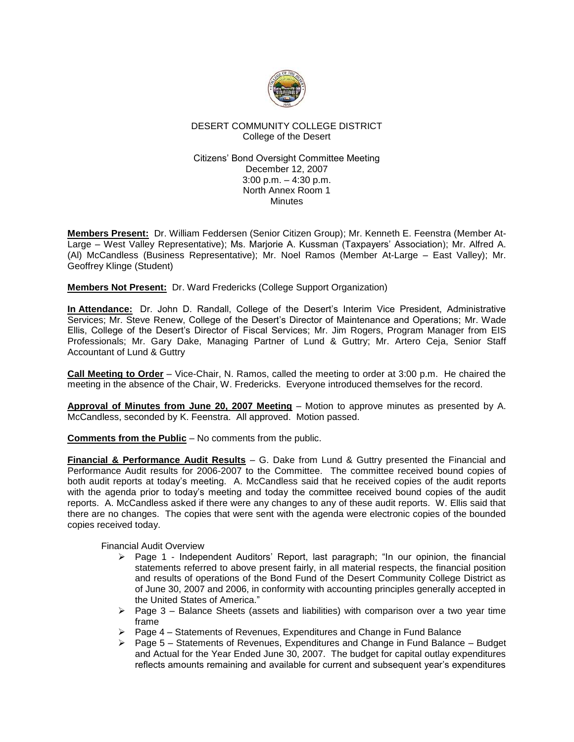DESERT COMMUNITY COLLEGE DISTRICT
College of the Desert

Citizens' Bond Oversight Committee Meeting
December 12, 2007
3:00 p.m. – 4:30 p.m.
North Annex Room 1
Minutes

**Members Present:** Dr. William Feddersen (Senior Citizen Group); Mr. Kenneth E. Feenstra (Member At-Large – West Valley Representative); Ms. Marjorie A. Kussman (Taxpayers' Association); Mr. Alfred A. (Al) McCandless (Business Representative); Mr. Noel Ramos (Member At-Large – East Valley); Mr. Geoffrey Klinge (Student)

**Members Not Present:** Dr. Ward Fredericks (College Support Organization)

**In Attendance:** Dr. John D. Randall, College of the Desert's Interim Vice President, Administrative Services; Mr. Steve Renew, College of the Desert's Director of Maintenance and Operations; Mr. Wade Ellis, College of the Desert's Director of Fiscal Services; Mr. Jim Rogers, Program Manager from EIS Professionals; Mr. Gary Dake, Managing Partner of Lund & Guttry; Mr. Artero Ceja, Senior Staff Accountant of Lund & Guttry

**Call Meeting to Order** – Vice-Chair, N. Ramos, called the meeting to order at 3:00 p.m. He chaired the meeting in the absence of the Chair, W. Fredericks. Everyone introduced themselves for the record.

**Approval of Minutes from June 20, 2007 Meeting** – Motion to approve minutes as presented by A. McCandless, seconded by K. Feenstra. All approved. Motion passed.

**Comments from the Public** – No comments from the public.

**Financial & Performance Audit Results** – G. Dake from Lund & Guttry presented the Financial and Performance Audit results for 2006-2007 to the Committee. The committee received bound copies of both audit reports at today's meeting. A. McCandless said that he received copies of the audit reports with the agenda prior to today's meeting and today the committee received bound copies of the audit reports. A. McCandless asked if there were any changes to any of these audit reports. W. Ellis said that there are no changes. The copies that were sent with the agenda were electronic copies of the bounded copies received today.

Financial Audit Overview

- Page 1 - Independent Auditors' Report, last paragraph; "In our opinion, the financial statements referred to above present fairly, in all material respects, the financial position and results of operations of the Bond Fund of the Desert Community College District as of June 30, 2007 and 2006, in conformity with accounting principles generally accepted in the United States of America."
- Page 3 – Balance Sheets (assets and liabilities) with comparison over a two year time frame
- Page 4 – Statements of Revenues, Expenditures and Change in Fund Balance
- Page 5 – Statements of Revenues, Expenditures and Change in Fund Balance – Budget and Actual for the Year Ended June 30, 2007. The budget for capital outlay expenditures reflects amounts remaining and available for current and subsequent year's expenditures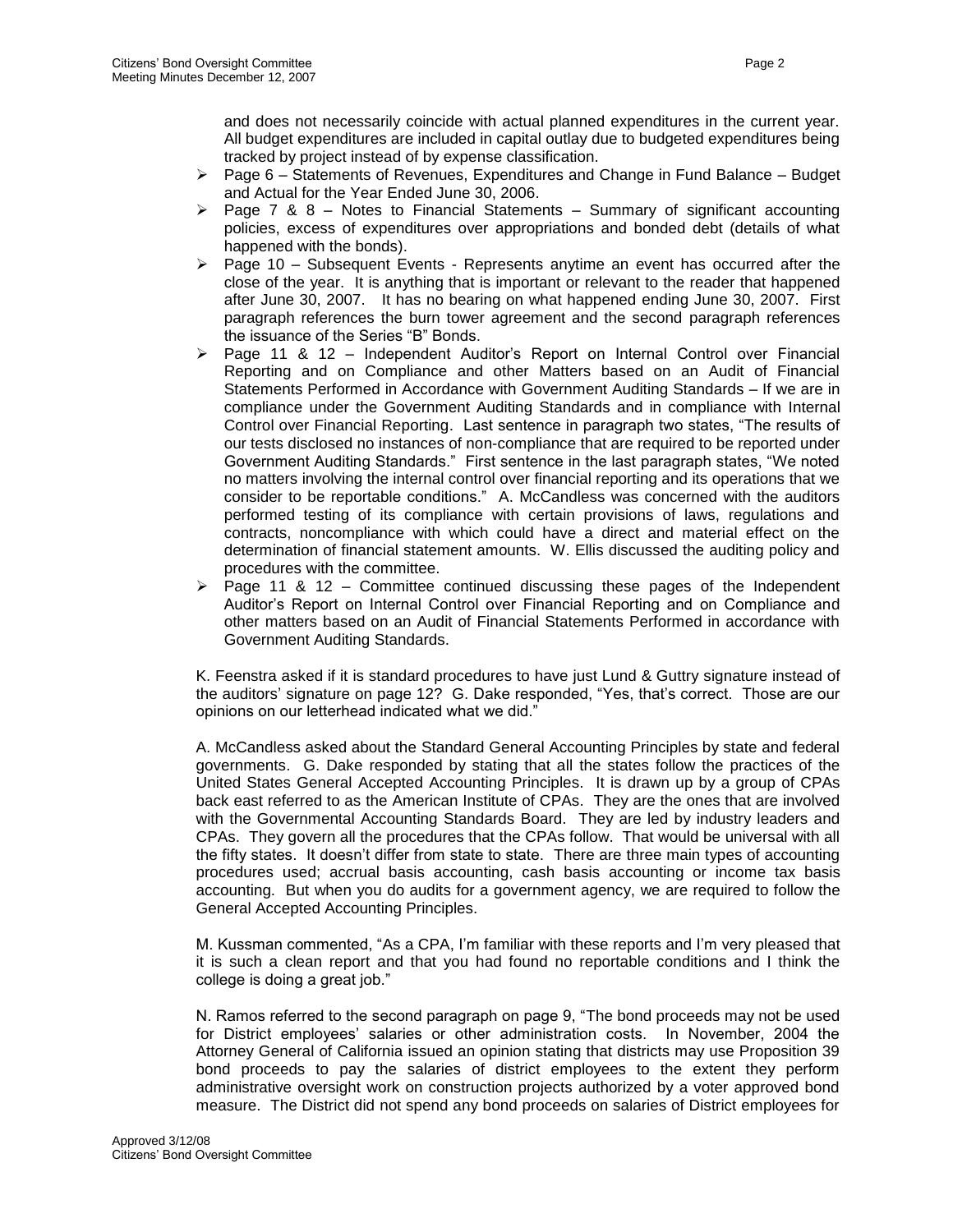and does not necessarily coincide with actual planned expenditures in the current year. All budget expenditures are included in capital outlay due to budgeted expenditures being tracked by project instead of by expense classification.

- Page 6 – Statements of Revenues, Expenditures and Change in Fund Balance – Budget and Actual for the Year Ended June 30, 2006.
- Page 7 & 8 – Notes to Financial Statements – Summary of significant accounting policies, excess of expenditures over appropriations and bonded debt (details of what happened with the bonds).
- Page 10 – Subsequent Events - Represents anytime an event has occurred after the close of the year. It is anything that is important or relevant to the reader that happened after June 30, 2007. It has no bearing on what happened ending June 30, 2007. First paragraph references the burn tower agreement and the second paragraph references the issuance of the Series "B" Bonds.
- Page 11 & 12 – Independent Auditor's Report on Internal Control over Financial Reporting and on Compliance and other Matters based on an Audit of Financial Statements Performed in Accordance with Government Auditing Standards – If we are in compliance under the Government Auditing Standards and in compliance with Internal Control over Financial Reporting. Last sentence in paragraph two states, "The results of our tests disclosed no instances of non-compliance that are required to be reported under Government Auditing Standards." First sentence in the last paragraph states, "We noted no matters involving the internal control over financial reporting and its operations that we consider to be reportable conditions." A. McCandless was concerned with the auditors performed testing of its compliance with certain provisions of laws, regulations and contracts, noncompliance with which could have a direct and material effect on the determination of financial statement amounts. W. Ellis discussed the auditing policy and procedures with the committee.
- Page 11 & 12 – Committee continued discussing these pages of the Independent Auditor's Report on Internal Control over Financial Reporting and on Compliance and other matters based on an Audit of Financial Statements Performed in accordance with Government Auditing Standards.

K. Feenstra asked if it is standard procedures to have just Lund & Guttry signature instead of the auditors' signature on page 12? G. Dake responded, "Yes, that's correct. Those are our opinions on our letterhead indicated what we did."

A. McCandless asked about the Standard General Accounting Principles by state and federal governments. G. Dake responded by stating that all the states follow the practices of the United States General Accepted Accounting Principles. It is drawn up by a group of CPAs back east referred to as the American Institute of CPAs. They are the ones that are involved with the Governmental Accounting Standards Board. They are led by industry leaders and CPAs. They govern all the procedures that the CPAs follow. That would be universal with all the fifty states. It doesn't differ from state to state. There are three main types of accounting procedures used; accrual basis accounting, cash basis accounting or income tax basis accounting. But when you do audits for a government agency, we are required to follow the General Accepted Accounting Principles.

M. Kussman commented, "As a CPA, I'm familiar with these reports and I'm very pleased that it is such a clean report and that you had found no reportable conditions and I think the college is doing a great job."

N. Ramos referred to the second paragraph on page 9, "The bond proceeds may not be used for District employees' salaries or other administration costs. In November, 2004 the Attorney General of California issued an opinion stating that districts may use Proposition 39 bond proceeds to pay the salaries of district employees to the extent they perform administrative oversight work on construction projects authorized by a voter approved bond measure. The District did not spend any bond proceeds on salaries of District employees for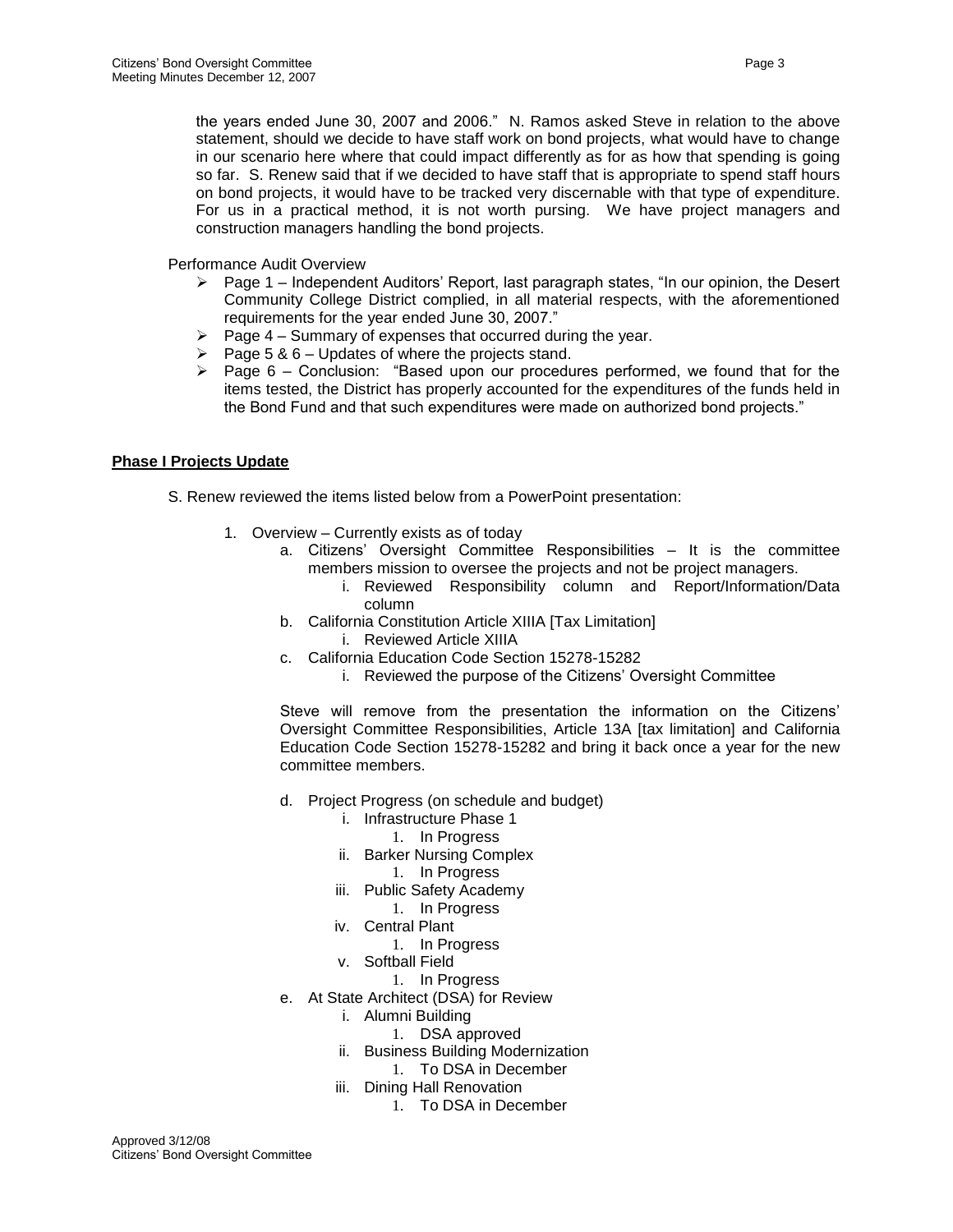the years ended June 30, 2007 and 2006." N. Ramos asked Steve in relation to the above statement, should we decide to have staff work on bond projects, what would have to change in our scenario here where that could impact differently as for as how that spending is going so far. S. Renew said that if we decided to have staff that is appropriate to spend staff hours on bond projects, it would have to be tracked very discernable with that type of expenditure. For us in a practical method, it is not worth pursing. We have project managers and construction managers handling the bond projects.

Performance Audit Overview

- Page 1 – Independent Auditors' Report, last paragraph states, "In our opinion, the Desert Community College District complied, in all material respects, with the aforementioned requirements for the year ended June 30, 2007."
- Page 4 – Summary of expenses that occurred during the year.
- Page 5 & 6 – Updates of where the projects stand.
- Page 6 – Conclusion: "Based upon our procedures performed, we found that for the items tested, the District has properly accounted for the expenditures of the funds held in the Bond Fund and that such expenditures were made on authorized bond projects."

**Phase I Projects Update**

S. Renew reviewed the items listed below from a PowerPoint presentation:

1. Overview – Currently exists as of today
   a. Citizens' Oversight Committee Responsibilities – It is the committee members mission to oversee the projects and not be project managers.
      i. Reviewed Responsibility column and Report/Information/Data column
   b. California Constitution Article XIIIA [Tax Limitation]
      i. Reviewed Article XIIIA
   c. California Education Code Section 15278-15282
      i. Reviewed the purpose of the Citizens' Oversight Committee

   Steve will remove from the presentation the information on the Citizens' Oversight Committee Responsibilities, Article 13A [tax limitation] and California Education Code Section 15278-15282 and bring it back once a year for the new committee members.

   d. Project Progress (on schedule and budget)
      i. Infrastructure Phase 1
         1. In Progress
      ii. Barker Nursing Complex
         1. In Progress
      iii. Public Safety Academy
         1. In Progress
      iv. Central Plant
         1. In Progress
      v. Softball Field
         1. In Progress
   e. At State Architect (DSA) for Review
      i. Alumni Building
         1. DSA approved
      ii. Business Building Modernization
         1. To DSA in December
      iii. Dining Hall Renovation
         1. To DSA in December

Approved 3/12/08
Citizens' Bond Oversight Committee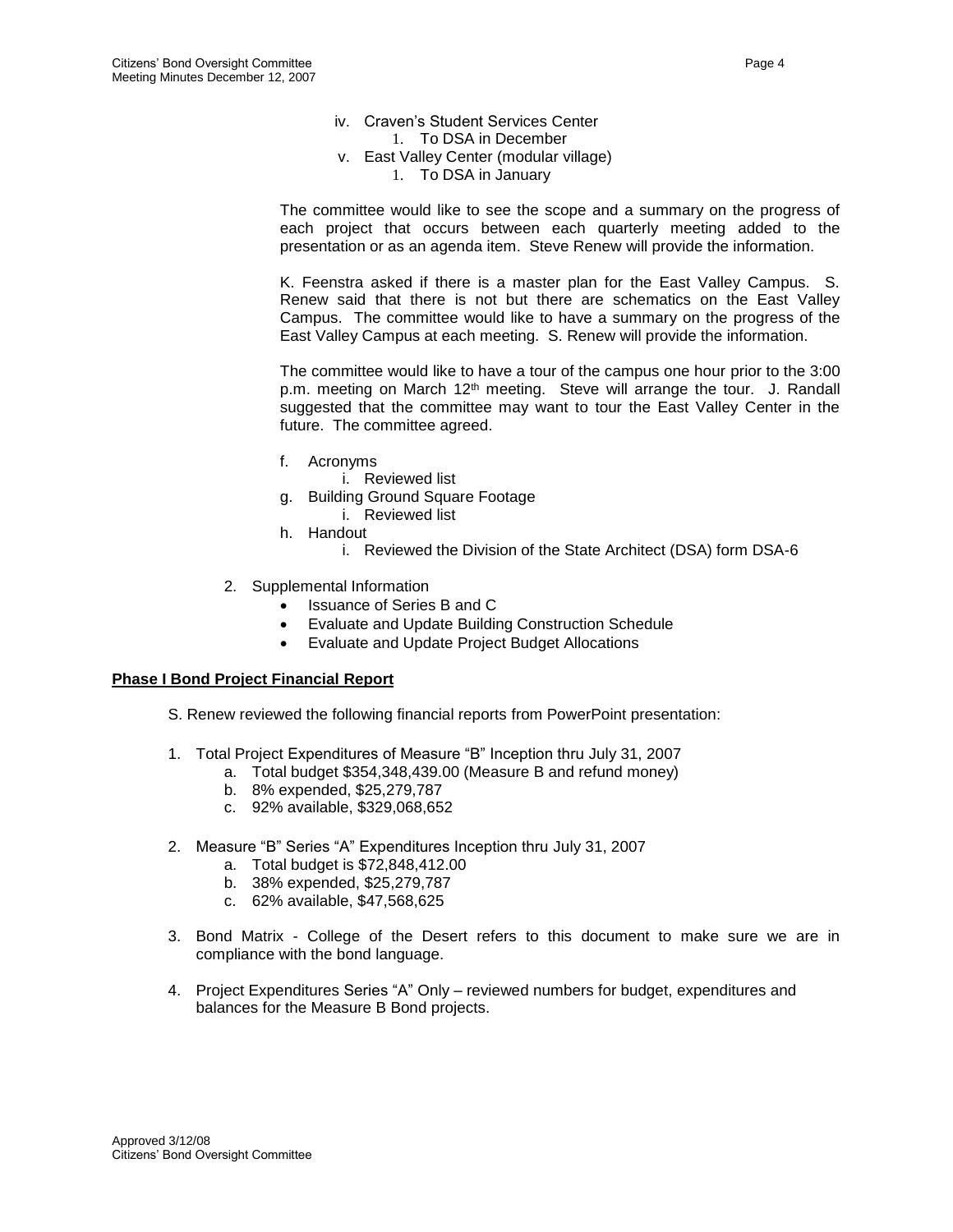- iv. Craven's Student Services Center
    1. To DSA in December
- v. East Valley Center (modular village)
    1. To DSA in January

The committee would like to see the scope and a summary on the progress of each project that occurs between each quarterly meeting added to the presentation or as an agenda item. Steve Renew will provide the information.

K. Feenstra asked if there is a master plan for the East Valley Campus. S. Renew said that there is not but there are schematics on the East Valley Campus. The committee would like to have a summary on the progress of the East Valley Campus at each meeting. S. Renew will provide the information.

The committee would like to have a tour of the campus one hour prior to the 3:00 p.m. meeting on March 12th meeting. Steve will arrange the tour. J. Randall suggested that the committee may want to tour the East Valley Center in the future. The committee agreed.

- f. Acronyms
    - i. Reviewed list
- g. Building Ground Square Footage
    - i. Reviewed list
- h. Handout
    - i. Reviewed the Division of the State Architect (DSA) form DSA-6

2. Supplemental Information
    - Issuance of Series B and C
    - Evaluate and Update Building Construction Schedule
    - Evaluate and Update Project Budget Allocations

**Phase I Bond Project Financial Report**

S. Renew reviewed the following financial reports from PowerPoint presentation:

1. Total Project Expenditures of Measure "B" Inception thru July 31, 2007
    - a. Total budget $354,348,439.00 (Measure B and refund money)
    - b. 8% expended, $25,279,787
    - c. 92% available, $329,068,652
2. Measure "B" Series "A" Expenditures Inception thru July 31, 2007
    - a. Total budget is $72,848,412.00
    - b. 38% expended, $25,279,787
    - c. 62% available, $47,568,625
3. Bond Matrix - College of the Desert refers to this document to make sure we are in compliance with the bond language.
4. Project Expenditures Series "A" Only – reviewed numbers for budget, expenditures and balances for the Measure B Bond projects.

Approved 3/12/08
Citizens' Bond Oversight Committee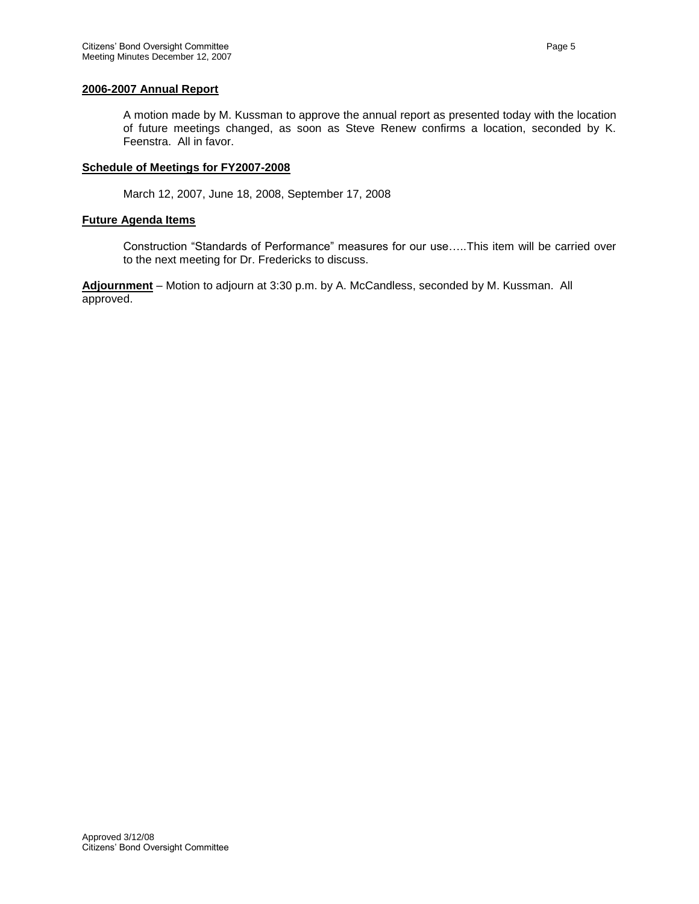**2006-2007 Annual Report**

A motion made by M. Kussman to approve the annual report as presented today with the location of future meetings changed, as soon as Steve Renew confirms a location, seconded by K. Feenstra. All in favor.

**Schedule of Meetings for FY2007-2008**

March 12, 2007, June 18, 2008, September 17, 2008

**Future Agenda Items**

Construction "Standards of Performance" measures for our use…..This item will be carried over to the next meeting for Dr. Fredericks to discuss.

**Adjournment** – Motion to adjourn at 3:30 p.m. by A. McCandless, seconded by M. Kussman. All approved.

Approved 3/12/08
Citizens' Bond Oversight Committee